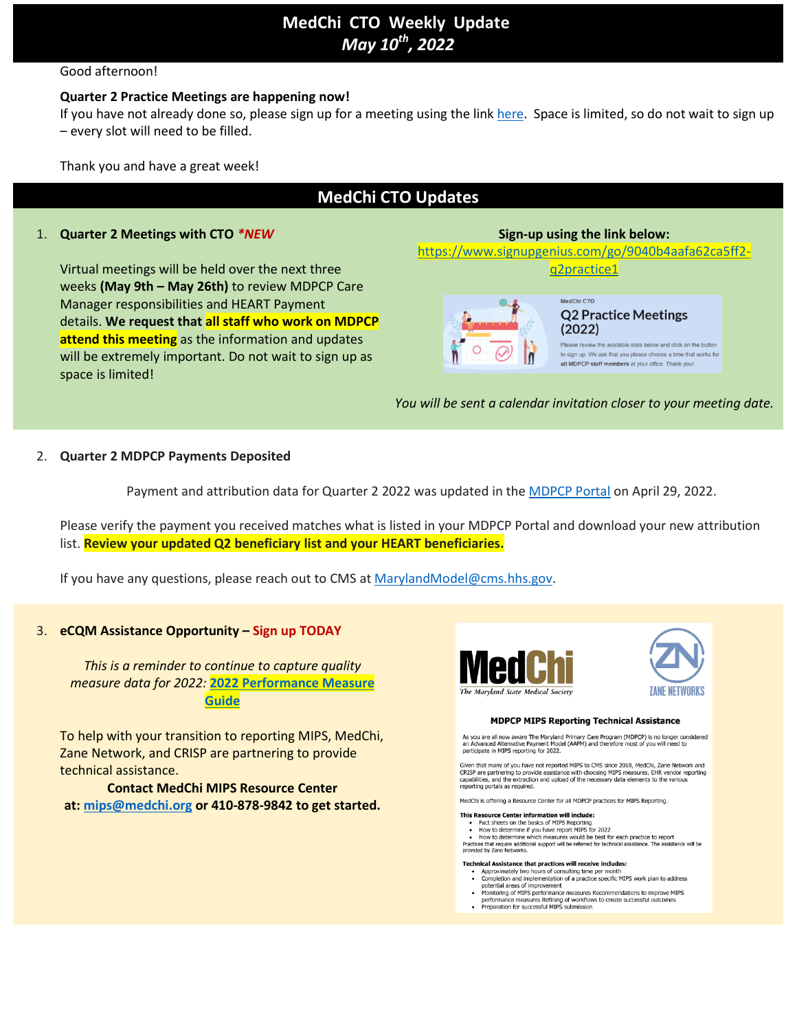# MedChi CTO Weekly Update
## *May 10th, 2022*

Good afternoon!

**Quarter 2 Practice Meetings are happening now!**
If you have not already done so, please sign up for a meeting using the link here. Space is limited, so do not wait to sign up – every slot will need to be filled.

Thank you and have a great week!

## MedChi CTO Updates

1. **Quarter 2 Meetings with CTO** ***\*NEW***

   Virtual meetings will be held over the next three weeks **(May 9th – May 26th)** to review MDPCP Care Manager responsibilities and HEART Payment details. **We request that all staff who work on MDPCP attend this meeting** as the information and updates will be extremely important. Do not wait to sign up as space is limited!

   **Sign-up using the link below:**
   https://www.signupgenius.com/go/9040b4aafa62ca5ff2-q2practice1

   MedChi CTO
   Q2 Practice Meetings (2022)
   Please review the available slots below and click on the button to sign up. We ask that you please choose a time that works for **all MDPCP staff members** at your office. Thank you!

   *You will be sent a calendar invitation closer to your meeting date.*

2. **Quarter 2 MDPCP Payments Deposited**

   Payment and attribution data for Quarter 2 2022 was updated in the MDPCP Portal on April 29, 2022.

   Please verify the payment you received matches what is listed in your MDPCP Portal and download your new attribution list. **Review your updated Q2 beneficiary list and your HEART beneficiaries.**

   If you have any questions, please reach out to CMS at MarylandModel@cms.hhs.gov.

3. **eCQM Assistance Opportunity – Sign up TODAY**

   *This is a reminder to continue to capture quality measure data for 2022:* **2022 Performance Measure Guide**

   To help with your transition to reporting MIPS, MedChi, Zane Network, and CRISP are partnering to provide technical assistance.

   **Contact MedChi MIPS Resource Center at: mips@medchi.org or 410-878-9842 to get started.**

   MedChi – The Maryland State Medical Society | Zane Networks

   **MDPCP MIPS Reporting Technical Assistance**

   As you are all now aware The Maryland Primary Care Program (MDPCP) is no longer considered an Advanced Alternative Payment Model (AAPM) and therefore most of you will need to participate in MIPS reporting for 2022.

   Given that many of you have not reported MIPS to CMS since 2018, MedChi, Zane Network and CRISP are partnering to provide assistance with choosing MIPS measures, EHR vendor reporting capabilities, and the extraction and upload of the necessary data elements to the various reporting portals as required.

   MedChi is offering a Resource Center for all MDPCP practices for MIPS Reporting.

   **This Resource Center information will include:**
   - Fact sheets on the basics of MIPS Reporting
   - How to determine if you have report MIPS for 2022
   - How to determine which measures would be best for each practice to report

   Practices that require additional support will be referred for technical assistance. The assistance will be provided by Zane Networks.

   **Technical Assistance that practices will receive includes:**
   - Approximately two hours of consulting time per month
   - Completion and implementation of a practice specific MIPS work plan to address potential areas of improvement
   - Monitoring of MIPS performance measures Recommendations to improve MIPS performance measures Refining of workflows to create successful outcomes
   - Preparation for successful MIPS submission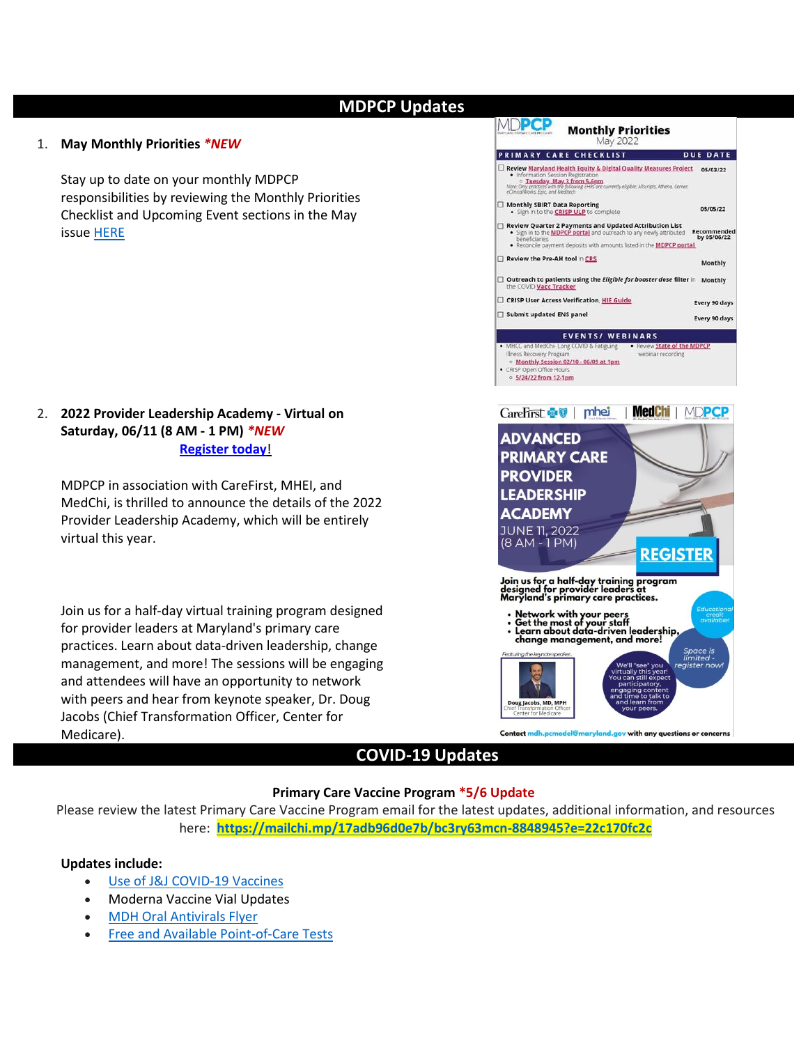## MDPCP Updates

1. **May Monthly Priorities** ***NEW***

   Stay up to date on your monthly MDPCP responsibilities by reviewing the Monthly Priorities Checklist and Upcoming Event sections in the May issue HERE

2. **2022 Provider Leadership Academy - Virtual on Saturday, 06/11 (8 AM - 1 PM)** ***NEW***

   **Register today!**

   MDPCP in association with CareFirst, MHEI, and MedChi, is thrilled to announce the details of the 2022 Provider Leadership Academy, which will be entirely virtual this year.

   Join us for a half-day virtual training program designed for provider leaders at Maryland's primary care practices. Learn about data-driven leadership, change management, and more! The sessions will be engaging and attendees will have an opportunity to network with peers and hear from keynote speaker, Dr. Doug Jacobs (Chief Transformation Officer, Center for Medicare).

## COVID-19 Updates

**Primary Care Vaccine Program** ***5/6 Update**

Please review the latest Primary Care Vaccine Program email for the latest updates, additional information, and resources here: **https://mailchi.mp/17adb96d0e7b/bc3ry63mcn-8848945?e=22c170fc2c**

**Updates include:**

- Use of J&J COVID-19 Vaccines
- Moderna Vaccine Vial Updates
- MDH Oral Antivirals Flyer
- Free and Available Point-of-Care Tests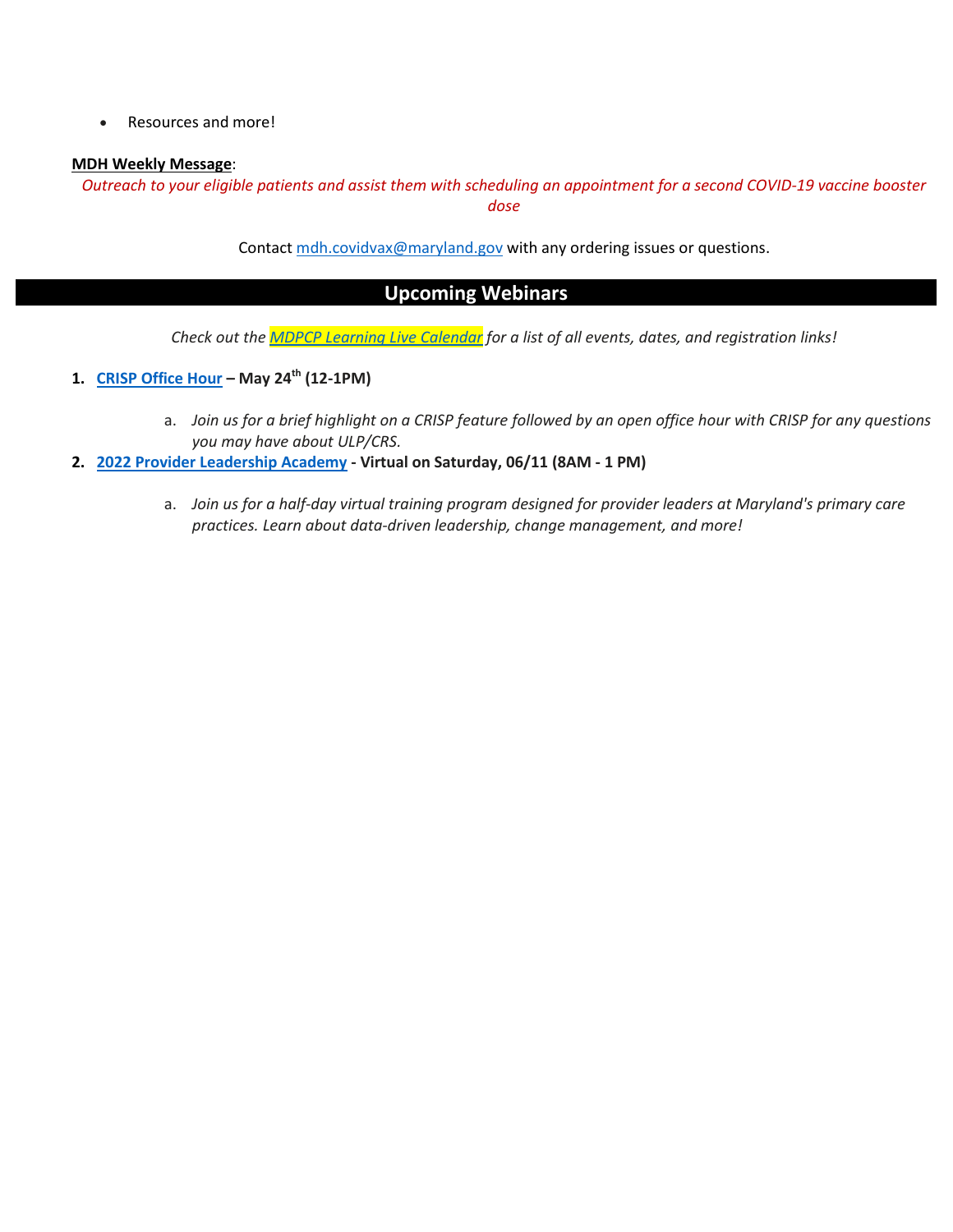- Resources and more!

**MDH Weekly Message**:

*Outreach to your eligible patients and assist them with scheduling an appointment for a second COVID-19 vaccine booster dose*

Contact mdh.covidvax@maryland.gov with any ordering issues or questions.

## Upcoming Webinars

*Check out the MDPCP Learning Live Calendar for a list of all events, dates, and registration links!*

1. **CRISP Office Hour – May 24th (12-1PM)**
   a. *Join us for a brief highlight on a CRISP feature followed by an open office hour with CRISP for any questions you may have about ULP/CRS.*
2. **2022 Provider Leadership Academy - Virtual on Saturday, 06/11 (8AM - 1 PM)**
   a. *Join us for a half-day virtual training program designed for provider leaders at Maryland's primary care practices. Learn about data-driven leadership, change management, and more!*